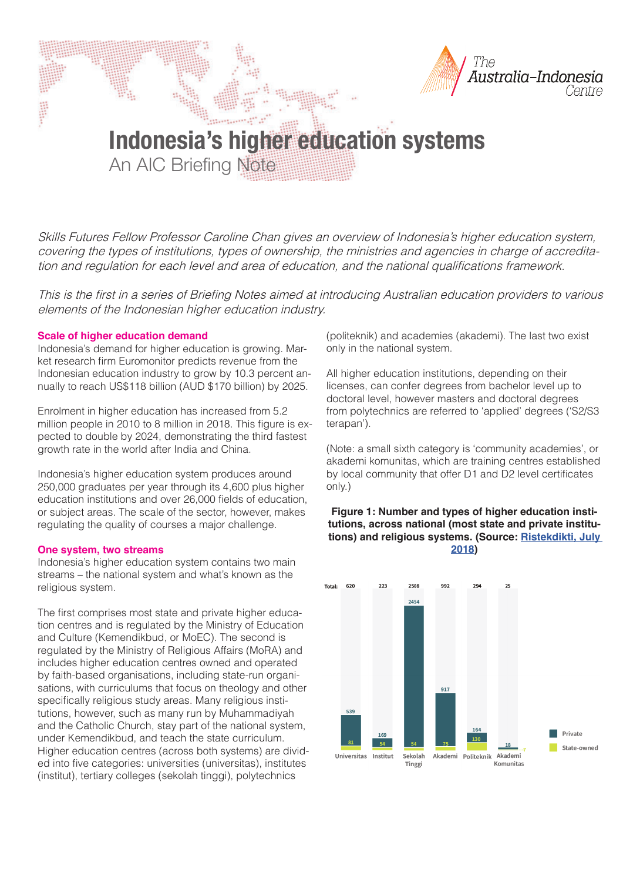# Indonesia's higher education systems

An AIC Briefing Note

*Skills Futures Fellow Professor Caroline Chan gives an overview of Indonesia's higher education system, covering the types of institutions, types of ownership, the ministries and agencies in charge of accreditation and regulation for each level and area of education, and the national qualifications framework.*

*This is the first in a series of Briefing Notes aimed at introducing Australian education providers to various elements of the Indonesian higher education industry.*

## Scale of higher education demand

Indonesia's demand for higher education is growing. Market research firm Euromonitor predicts revenue from the Indonesian education industry to grow by 10.3 percent annually to reach US$118 billion (AUD $170 billion) by 2025.

Enrolment in higher education has increased from 5.2 million people in 2010 to 8 million in 2018. This figure is expected to double by 2024, demonstrating the third fastest growth rate in the world after India and China.

Indonesia's higher education system produces around 250,000 graduates per year through its 4,600 plus higher education institutions and over 26,000 fields of education, or subject areas. The scale of the sector, however, makes regulating the quality of courses a major challenge.

## One system, two streams

Indonesia's higher education system contains two main streams – the national system and what's known as the religious system.

The first comprises most state and private higher education centres and is regulated by the Ministry of Education and Culture (Kemendikbud, or MoEC). The second is regulated by the Ministry of Religious Affairs (MoRA) and includes higher education centres owned and operated by faith-based organisations, including state-run organisations, with curriculums that focus on theology and other specifically religious study areas. Many religious institutions, however, such as many run by Muhammadiyah and the Catholic Church, stay part of the national system, under Kemendikbud, and teach the state curriculum. Higher education centres (across both systems) are divided into five categories: universities (universitas), institutes (institut), tertiary colleges (sekolah tinggi), polytechnics (politeknik) and academies (akademi). The last two exist only in the national system.

All higher education institutions, depending on their licenses, can confer degrees from bachelor level up to doctoral level, however masters and doctoral degrees from polytechnics are referred to 'applied' degrees ('S2/S3 terapan').

(Note: a small sixth category is 'community academies', or akademi komunitas, which are training centres established by local community that offer D1 and D2 level certificates only.)

**Figure 1: Number and types of higher education institutions, across national (most state and private institutions) and religious systems. (Source: Ristekdikti, July 2018)**

| | Universitas | Institut | Sekolah Tinggi | Akademi | Politeknik | Akademi Komunitas |
|---|---|---|---|---|---|---|
| Total | 620 | 223 | 2508 | 992 | 294 | 25 |
| Private | 539 | 169 | 2454 | 917 | 164 | 18 |
| State-owned | 81 | 54 | 54 | 75 | 130 | 7 |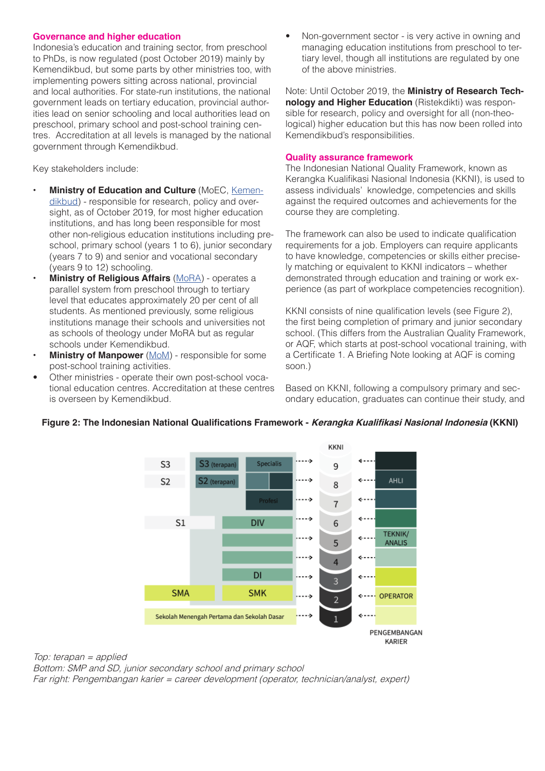### Governance and higher education

Indonesia's education and training sector, from preschool to PhDs, is now regulated (post October 2019) mainly by Kemendikbud, but some parts by other ministries too, with implementing powers sitting across national, provincial and local authorities. For state-run institutions, the national government leads on tertiary education, provincial authorities lead on senior schooling and local authorities lead on preschool, primary school and post-school training centres. Accreditation at all levels is managed by the national government through Kemendikbud.

Key stakeholders include:

- **Ministry of Education and Culture** (MoEC, Kemendikbud) - responsible for research, policy and oversight, as of October 2019, for most higher education institutions, and has long been responsible for most other non-religious education institutions including preschool, primary school (years 1 to 6), junior secondary (years 7 to 9) and senior and vocational secondary (years 9 to 12) schooling.
- **Ministry of Religious Affairs** (MoRA) - operates a parallel system from preschool through to tertiary level that educates approximately 20 per cent of all students. As mentioned previously, some religious institutions manage their schools and universities not as schools of theology under MoRA but as regular schools under Kemendikbud.
- **Ministry of Manpower** (MoM) - responsible for some post-school training activities.
- Other ministries - operate their own post-school vocational education centres. Accreditation at these centres is overseen by Kemendikbud.
- Non-government sector - is very active in owning and managing education institutions from preschool to tertiary level, though all institutions are regulated by one of the above ministries.

Note: Until October 2019, the **Ministry of Research Technology and Higher Education** (Ristekdikti) was responsible for research, policy and oversight for all (non-theological) higher education but this has now been rolled into Kemendikbud's responsibilities.

### Quality assurance framework

The Indonesian National Quality Framework, known as Kerangka Kualifikasi Nasional Indonesia (KKNI), is used to assess individuals' knowledge, competencies and skills against the required outcomes and achievements for the course they are completing.

The framework can also be used to indicate qualification requirements for a job. Employers can require applicants to have knowledge, competencies or skills either precisely matching or equivalent to KKNI indicators – whether demonstrated through education and training or work experience (as part of workplace competencies recognition).

KKNI consists of nine qualification levels (see Figure 2), the first being completion of primary and junior secondary school. (This differs from the Australian Quality Framework, or AQF, which starts at post-school vocational training, with a Certificate 1. A Briefing Note looking at AQF is coming soon.)

Based on KKNI, following a compulsory primary and secondary education, graduates can continue their study, and

**Figure 2: The Indonesian National Qualifications Framework - *Kerangka Kualifikasi Nasional Indonesia* (KKNI)**

| Academic | Applied / Professional | Vocational | KKNI | Pengembangan Karier |
|---|---|---|---|---|
| S3 | S3 (terapan) | Specialis | 9 | AHLI |
| S2 | S2 (terapan) | | 8 | AHLI |
| | | Profesi | 7 | AHLI |
| S1 | | DIV | 6 | TEKNIK/ANALIS |
| | | | 5 | TEKNIK/ANALIS |
| | | | 4 | TEKNIK/ANALIS |
| | | DI | 3 | OPERATOR |
| SMA | | SMK | 2 | OPERATOR |
| Sekolah Menengah Pertama dan Sekolah Dasar | | | 1 | OPERATOR |

*Top: terapan = applied*
*Bottom: SMP and SD, junior secondary school and primary school*
*Far right: Pengembangan karier = career development (operator, technician/analyst, expert)*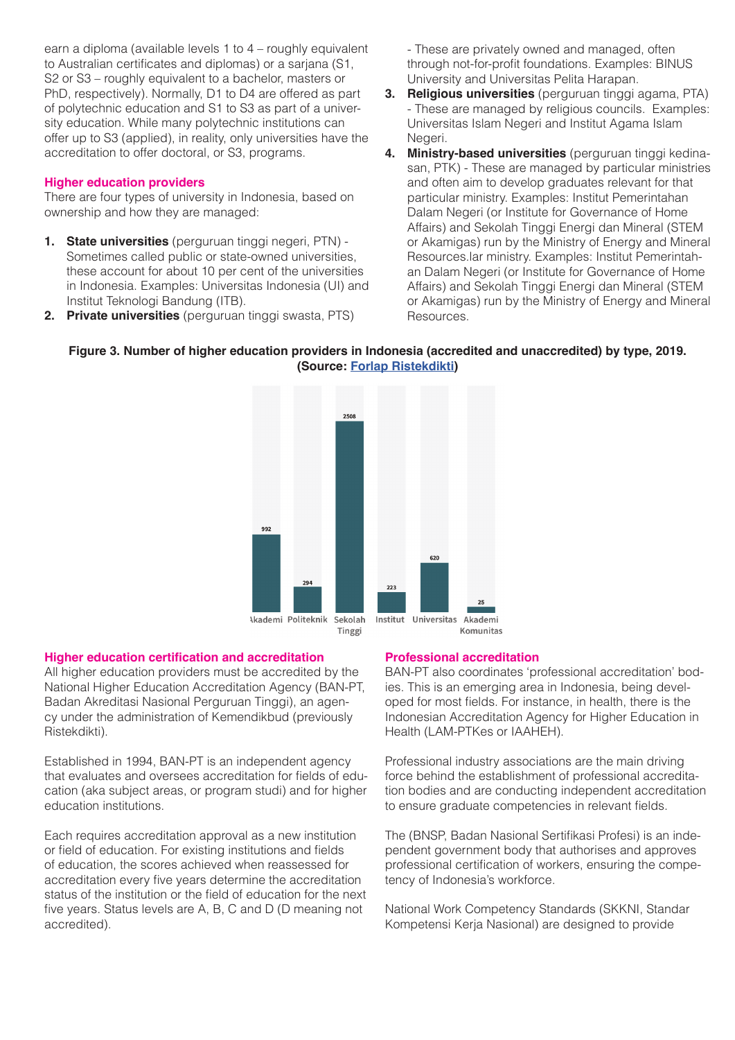earn a diploma (available levels 1 to 4 – roughly equivalent to Australian certificates and diplomas) or a sarjana (S1, S2 or S3 – roughly equivalent to a bachelor, masters or PhD, respectively). Normally, D1 to D4 are offered as part of polytechnic education and S1 to S3 as part of a university education. While many polytechnic institutions can offer up to S3 (applied), in reality, only universities have the accreditation to offer doctoral, or S3, programs.

### Higher education providers

There are four types of university in Indonesia, based on ownership and how they are managed:

1. **State universities** (perguruan tinggi negeri, PTN) - Sometimes called public or state-owned universities, these account for about 10 per cent of the universities in Indonesia. Examples: Universitas Indonesia (UI) and Institut Teknologi Bandung (ITB).
2. **Private universities** (perguruan tinggi swasta, PTS) - These are privately owned and managed, often through not-for-profit foundations. Examples: BINUS University and Universitas Pelita Harapan.
3. **Religious universities** (perguruan tinggi agama, PTA) - These are managed by religious councils. Examples: Universitas Islam Negeri and Institut Agama Islam Negeri.
4. **Ministry-based universities** (perguruan tinggi kedinasan, PTK) - These are managed by particular ministries and often aim to develop graduates relevant for that particular ministry. Examples: Institut Pemerintahan Dalam Negeri (or Institute for Governance of Home Affairs) and Sekolah Tinggi Energi dan Mineral (STEM or Akamigas) run by the Ministry of Energy and Mineral Resources.lar ministry. Examples: Institut Pemerintahan Dalam Negeri (or Institute for Governance of Home Affairs) and Sekolah Tinggi Energi dan Mineral (STEM or Akamigas) run by the Ministry of Energy and Mineral Resources.

**Figure 3. Number of higher education providers in Indonesia (accredited and unaccredited) by type, 2019. (Source: Forlap Ristekdikti)**

| Type | Number |
|---|---|
| Akademi | 992 |
| Politeknik | 294 |
| Sekolah Tinggi | 2508 |
| Institut | 223 |
| Universitas | 620 |
| Akademi Komunitas | 25 |

### Higher education certification and accreditation

All higher education providers must be accredited by the National Higher Education Accreditation Agency (BAN-PT, Badan Akreditasi Nasional Perguruan Tinggi), an agency under the administration of Kemendikbud (previously Ristekdikti).

Established in 1994, BAN-PT is an independent agency that evaluates and oversees accreditation for fields of education (aka subject areas, or program studi) and for higher education institutions.

Each requires accreditation approval as a new institution or field of education. For existing institutions and fields of education, the scores achieved when reassessed for accreditation every five years determine the accreditation status of the institution or the field of education for the next five years. Status levels are A, B, C and D (D meaning not accredited).

### Professional accreditation

BAN-PT also coordinates 'professional accreditation' bodies. This is an emerging area in Indonesia, being developed for most fields. For instance, in health, there is the Indonesian Accreditation Agency for Higher Education in Health (LAM-PTKes or IAAHEH).

Professional industry associations are the main driving force behind the establishment of professional accreditation bodies and are conducting independent accreditation to ensure graduate competencies in relevant fields.

The (BNSP, Badan Nasional Sertifikasi Profesi) is an independent government body that authorises and approves professional certification of workers, ensuring the competency of Indonesia's workforce.

National Work Competency Standards (SKKNI, Standar Kompetensi Kerja Nasional) are designed to provide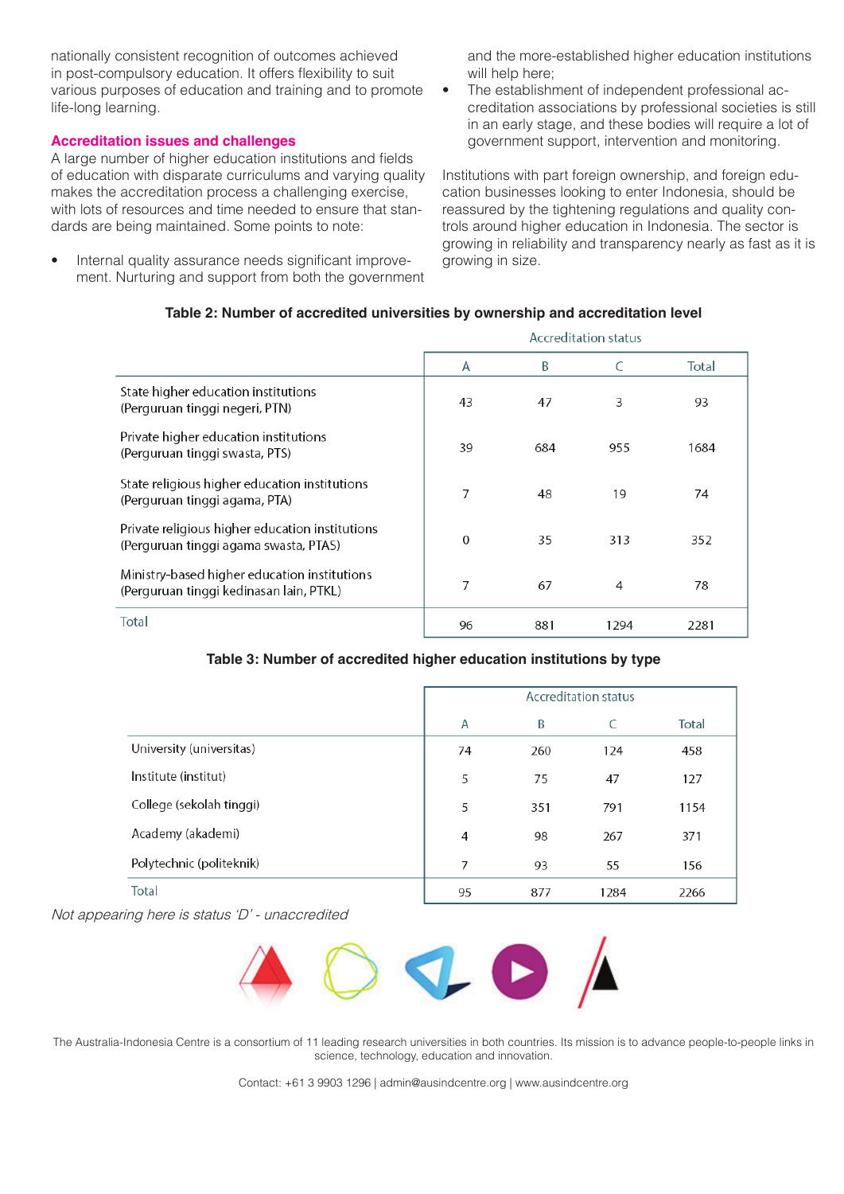nationally consistent recognition of outcomes achieved in post-compulsory education. It offers flexibility to suit various purposes of education and training and to promote life-long learning.

## Accreditation issues and challenges

A large number of higher education institutions and fields of education with disparate curriculums and varying quality makes the accreditation process a challenging exercise, with lots of resources and time needed to ensure that standards are being maintained. Some points to note:

- Internal quality assurance needs significant improvement. Nurturing and support from both the government and the more-established higher education institutions will help here;
- The establishment of independent professional accreditation associations by professional societies is still in an early stage, and these bodies will require a lot of government support, intervention and monitoring.

Institutions with part foreign ownership, and foreign education businesses looking to enter Indonesia, should be reassured by the tightening regulations and quality controls around higher education in Indonesia. The sector is growing in reliability and transparency nearly as fast as it is growing in size.

**Table 2: Number of accredited universities by ownership and accreditation level**

| | Accreditation status | | | |
|---|---|---|---|---|
| | A | B | C | Total |
| State higher education institutions (Perguruan tinggi negeri, PTN) | 43 | 47 | 3 | 93 |
| Private higher education institutions (Perguruan tinggi swasta, PTS) | 39 | 684 | 955 | 1684 |
| State religious higher education institutions (Perguruan tinggi agama, PTA) | 7 | 48 | 19 | 74 |
| Private religious higher education institutions (Perguruan tinggi agama swasta, PTAS) | 0 | 35 | 313 | 352 |
| Ministry-based higher education institutions (Perguruan tinggi kedinasan lain, PTKL) | 7 | 67 | 4 | 78 |
| Total | 96 | 881 | 1294 | 2281 |

**Table 3: Number of accredited higher education institutions by type**

| | Accreditation status | | | |
|---|---|---|---|---|
| | A | B | C | Total |
| University (universitas) | 74 | 260 | 124 | 458 |
| Institute (institut) | 5 | 75 | 47 | 127 |
| College (sekolah tinggi) | 5 | 351 | 791 | 1154 |
| Academy (akademi) | 4 | 98 | 267 | 371 |
| Polytechnic (politeknik) | 7 | 93 | 55 | 156 |
| Total | 95 | 877 | 1284 | 2266 |

*Not appearing here is status 'D' - unaccredited*

The Australia-Indonesia Centre is a consortium of 11 leading research universities in both countries. Its mission is to advance people-to-people links in science, technology, education and innovation.

Contact: +61 3 9903 1296 | admin@ausindcentre.org | www.ausindcentre.org